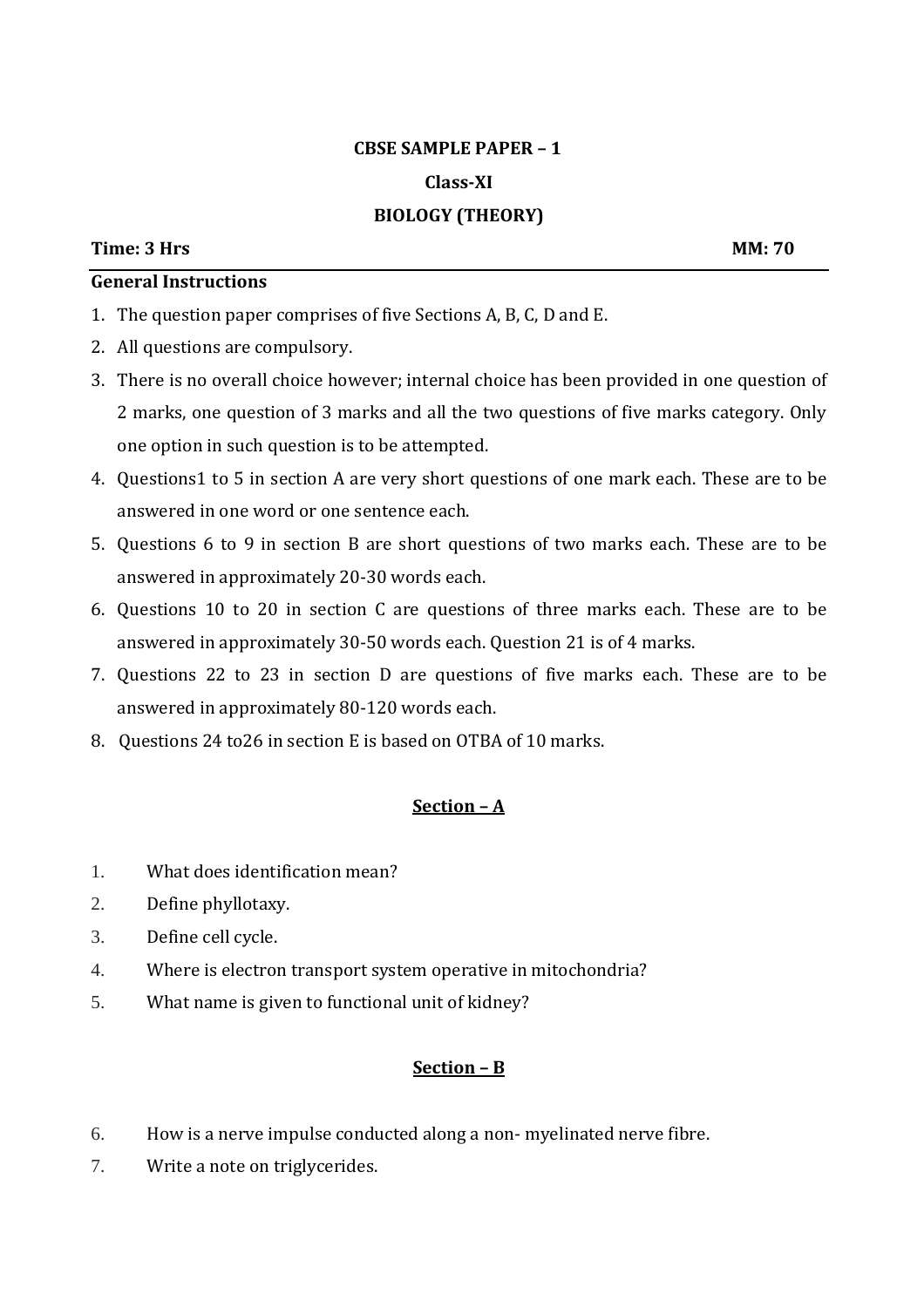**CBSE SAMPLE PAPER – 1**

**Class-XI**

**BIOLOGY (THEORY)**

**Time: 3 Hrs** **MM: 70**

**General Instructions**

1. The question paper comprises of five Sections A, B, C, D and E.
2. All questions are compulsory.
3. There is no overall choice however; internal choice has been provided in one question of 2 marks, one question of 3 marks and all the two questions of five marks category. Only one option in such question is to be attempted.
4. Questions1 to 5 in section A are very short questions of one mark each. These are to be answered in one word or one sentence each.
5. Questions 6 to 9 in section B are short questions of two marks each. These are to be answered in approximately 20-30 words each.
6. Questions 10 to 20 in section C are questions of three marks each. These are to be answered in approximately 30-50 words each. Question 21 is of 4 marks.
7. Questions 22 to 23 in section D are questions of five marks each. These are to be answered in approximately 80-120 words each.
8. Questions 24 to26 in section E is based on OTBA of 10 marks.

## Section – A

1. What does identification mean?
2. Define phyllotaxy.
3. Define cell cycle.
4. Where is electron transport system operative in mitochondria?
5. What name is given to functional unit of kidney?

## Section – B

6. How is a nerve impulse conducted along a non- myelinated nerve fibre.
7. Write a note on triglycerides.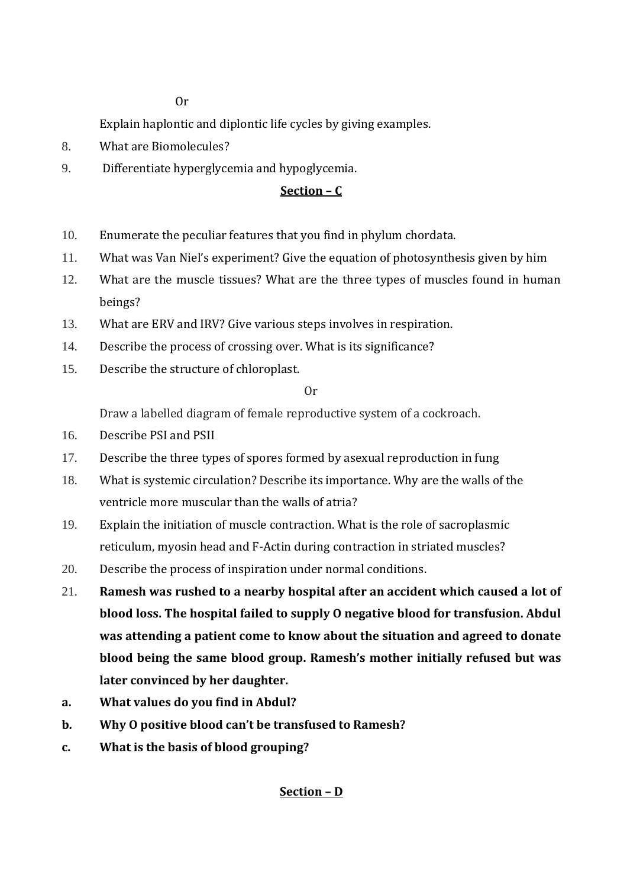Or

Explain haplontic and diplontic life cycles by giving examples.

8. What are Biomolecules?
9. Differentiate hyperglycemia and hypoglycemia.

## Section – C

10. Enumerate the peculiar features that you find in phylum chordata.
11. What was Van Niel's experiment? Give the equation of photosynthesis given by him
12. What are the muscle tissues? What are the three types of muscles found in human beings?
13. What are ERV and IRV? Give various steps involves in respiration.
14. Describe the process of crossing over. What is its significance?
15. Describe the structure of chloroplast.

Or

Draw a labelled diagram of female reproductive system of a cockroach.

16. Describe PSI and PSII
17. Describe the three types of spores formed by asexual reproduction in fung
18. What is systemic circulation? Describe its importance. Why are the walls of the ventricle more muscular than the walls of atria?
19. Explain the initiation of muscle contraction. What is the role of sacroplasmic reticulum, myosin head and F-Actin during contraction in striated muscles?
20. Describe the process of inspiration under normal conditions.
21. **Ramesh was rushed to a nearby hospital after an accident which caused a lot of blood loss. The hospital failed to supply O negative blood for transfusion. Abdul was attending a patient come to know about the situation and agreed to donate blood being the same blood group. Ramesh's mother initially refused but was later convinced by her daughter.**

**a.** **What values do you find in Abdul?**

**b.** **Why O positive blood can't be transfused to Ramesh?**

**c.** **What is the basis of blood grouping?**

## Section – D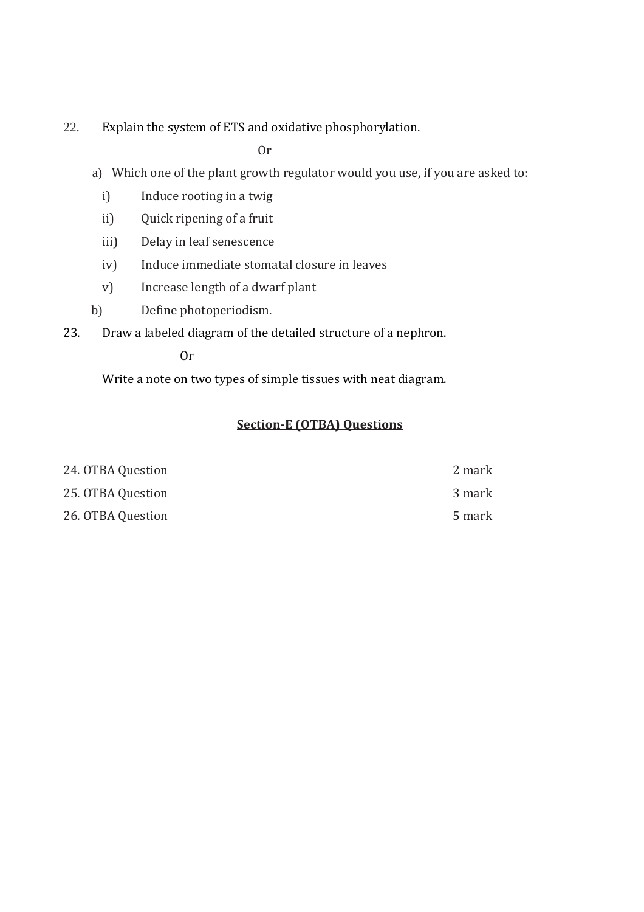22. Explain the system of ETS and oxidative phosphorylation.

Or

a) Which one of the plant growth regulator would you use, if you are asked to:

   i) Induce rooting in a twig

   ii) Quick ripening of a fruit

   iii) Delay in leaf senescence

   iv) Induce immediate stomatal closure in leaves

   v) Increase length of a dwarf plant

b) Define photoperiodism.

23. Draw a labeled diagram of the detailed structure of a nephron.

Or

Write a note on two types of simple tissues with neat diagram.

## **<u>Section-E (OTBA) Questions</u>**

| | |
|---|---|
| 24. OTBA Question | 2 mark |
| 25. OTBA Question | 3 mark |
| 26. OTBA Question | 5 mark |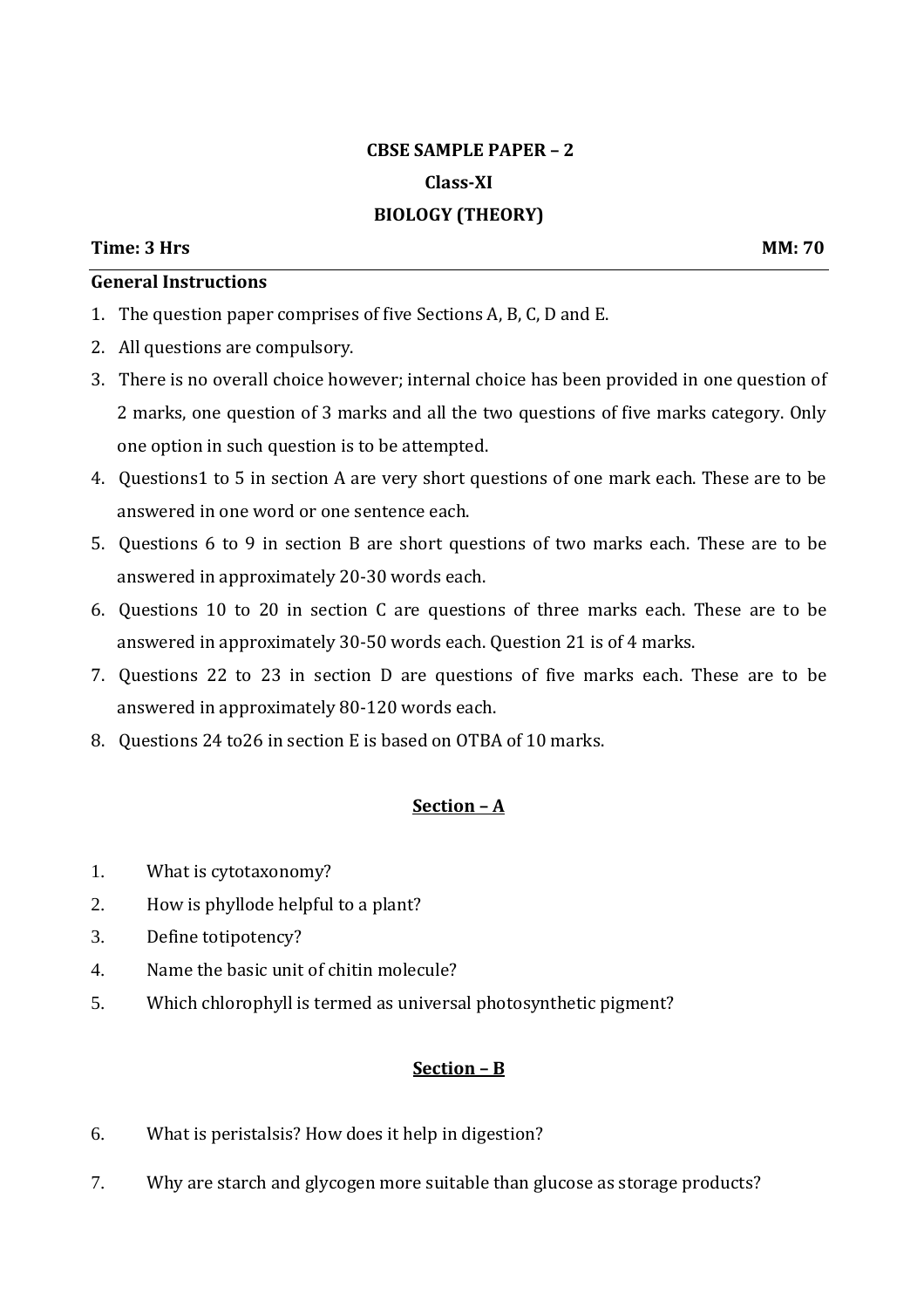**CBSE SAMPLE PAPER – 2**

**Class-XI**

**BIOLOGY (THEORY)**

**Time: 3 Hrs** **MM: 70**

**General Instructions**

1. The question paper comprises of five Sections A, B, C, D and E.
2. All questions are compulsory.
3. There is no overall choice however; internal choice has been provided in one question of 2 marks, one question of 3 marks and all the two questions of five marks category. Only one option in such question is to be attempted.
4. Questions1 to 5 in section A are very short questions of one mark each. These are to be answered in one word or one sentence each.
5. Questions 6 to 9 in section B are short questions of two marks each. These are to be answered in approximately 20-30 words each.
6. Questions 10 to 20 in section C are questions of three marks each. These are to be answered in approximately 30-50 words each. Question 21 is of 4 marks.
7. Questions 22 to 23 in section D are questions of five marks each. These are to be answered in approximately 80-120 words each.
8. Questions 24 to26 in section E is based on OTBA of 10 marks.

## Section – A

1. What is cytotaxonomy?
2. How is phyllode helpful to a plant?
3. Define totipotency?
4. Name the basic unit of chitin molecule?
5. Which chlorophyll is termed as universal photosynthetic pigment?

## Section – B

6. What is peristalsis? How does it help in digestion?
7. Why are starch and glycogen more suitable than glucose as storage products?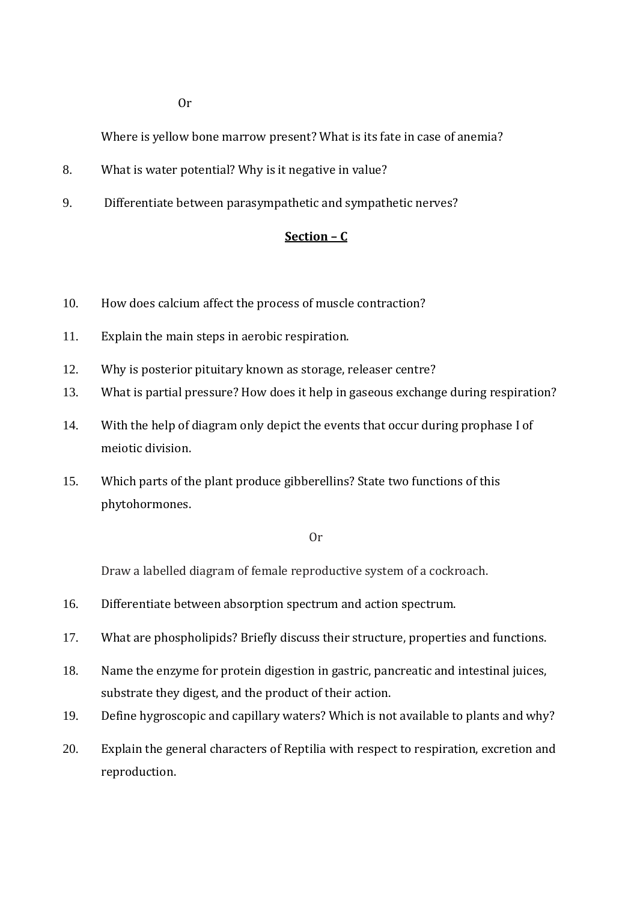Or

Where is yellow bone marrow present? What is its fate in case of anemia?

8. What is water potential? Why is it negative in value?

9. Differentiate between parasympathetic and sympathetic nerves?

## Section – C

10. How does calcium affect the process of muscle contraction?

11. Explain the main steps in aerobic respiration.

12. Why is posterior pituitary known as storage, releaser centre?

13. What is partial pressure? How does it help in gaseous exchange during respiration?

14. With the help of diagram only depict the events that occur during prophase I of meiotic division.

15. Which parts of the plant produce gibberellins? State two functions of this phytohormones.

Or

Draw a labelled diagram of female reproductive system of a cockroach.

16. Differentiate between absorption spectrum and action spectrum.

17. What are phospholipids? Briefly discuss their structure, properties and functions.

18. Name the enzyme for protein digestion in gastric, pancreatic and intestinal juices, substrate they digest, and the product of their action.

19. Define hygroscopic and capillary waters? Which is not available to plants and why?

20. Explain the general characters of Reptilia with respect to respiration, excretion and reproduction.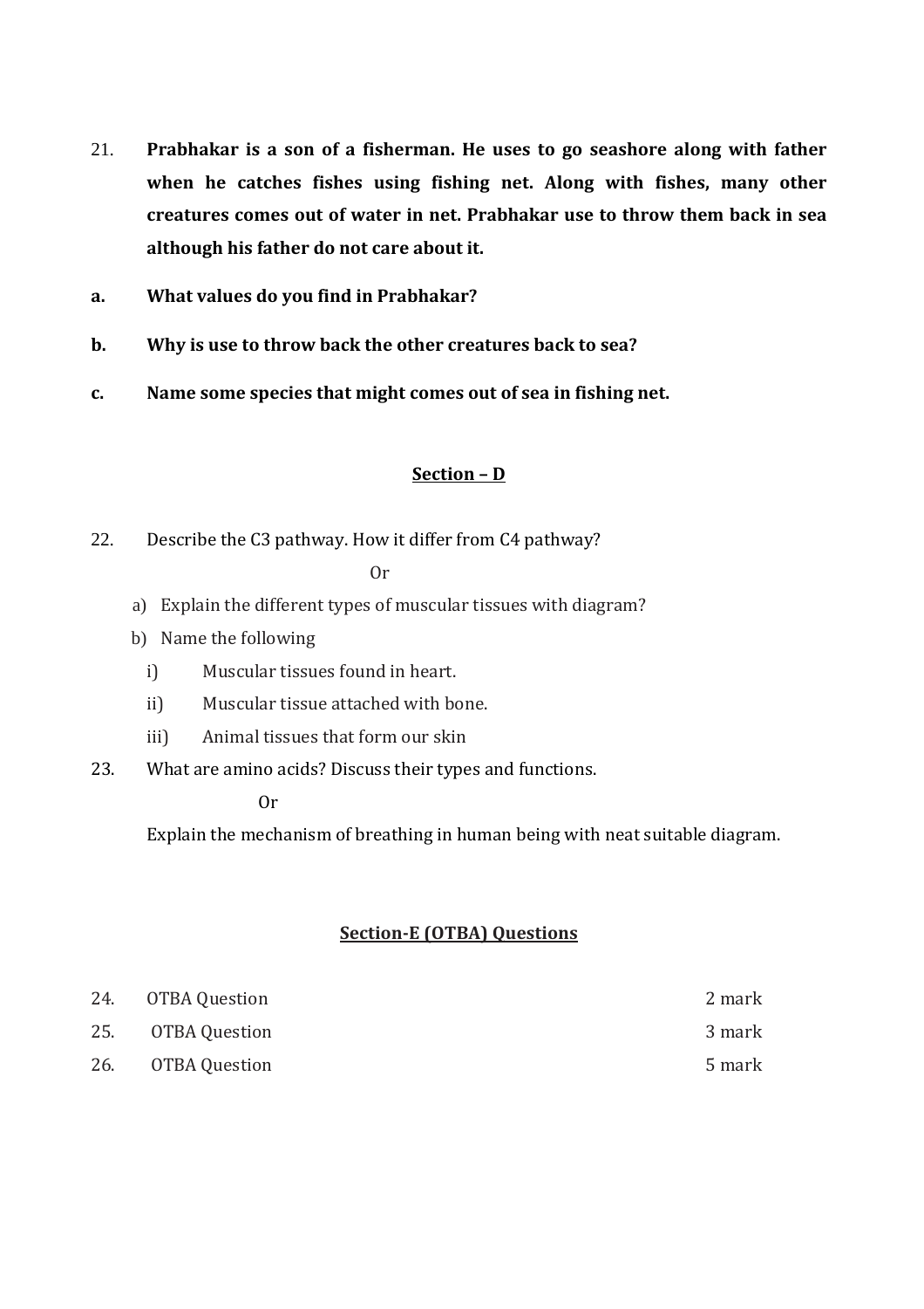21. **Prabhakar is a son of a fisherman. He uses to go seashore along with father when he catches fishes using fishing net. Along with fishes, many other creatures comes out of water in net. Prabhakar use to throw them back in sea although his father do not care about it.**

**a.** **What values do you find in Prabhakar?**

**b.** **Why is use to throw back the other creatures back to sea?**

**c.** **Name some species that might comes out of sea in fishing net.**

## Section – D

22. Describe the C3 pathway. How it differ from C4 pathway?

Or

a) Explain the different types of muscular tissues with diagram?

b) Name the following

i) Muscular tissues found in heart.

ii) Muscular tissue attached with bone.

iii) Animal tissues that form our skin

23. What are amino acids? Discuss their types and functions.

Or

Explain the mechanism of breathing in human being with neat suitable diagram.

## Section-E (OTBA) Questions

| | | |
|---|---|---|
| 24. | OTBA Question | 2 mark |
| 25. | OTBA Question | 3 mark |
| 26. | OTBA Question | 5 mark |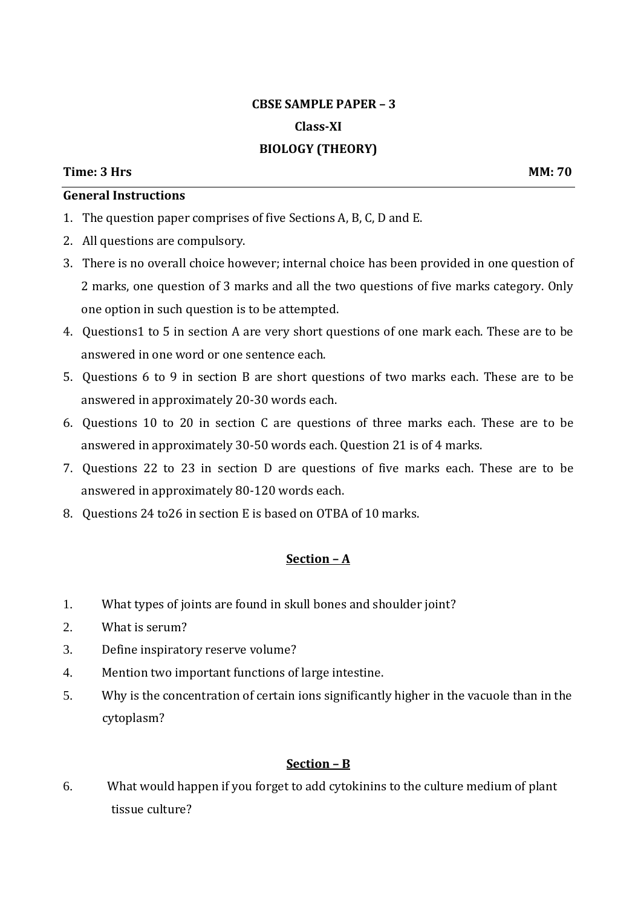**CBSE SAMPLE PAPER – 3**

**Class-XI**

**BIOLOGY (THEORY)**

**Time: 3 Hrs** **MM: 70**

**General Instructions**

1. The question paper comprises of five Sections A, B, C, D and E.
2. All questions are compulsory.
3. There is no overall choice however; internal choice has been provided in one question of 2 marks, one question of 3 marks and all the two questions of five marks category. Only one option in such question is to be attempted.
4. Questions1 to 5 in section A are very short questions of one mark each. These are to be answered in one word or one sentence each.
5. Questions 6 to 9 in section B are short questions of two marks each. These are to be answered in approximately 20-30 words each.
6. Questions 10 to 20 in section C are questions of three marks each. These are to be answered in approximately 30-50 words each. Question 21 is of 4 marks.
7. Questions 22 to 23 in section D are questions of five marks each. These are to be answered in approximately 80-120 words each.
8. Questions 24 to26 in section E is based on OTBA of 10 marks.

## Section – A

1. What types of joints are found in skull bones and shoulder joint?
2. What is serum?
3. Define inspiratory reserve volume?
4. Mention two important functions of large intestine.
5. Why is the concentration of certain ions significantly higher in the vacuole than in the cytoplasm?

## Section – B

6. What would happen if you forget to add cytokinins to the culture medium of plant tissue culture?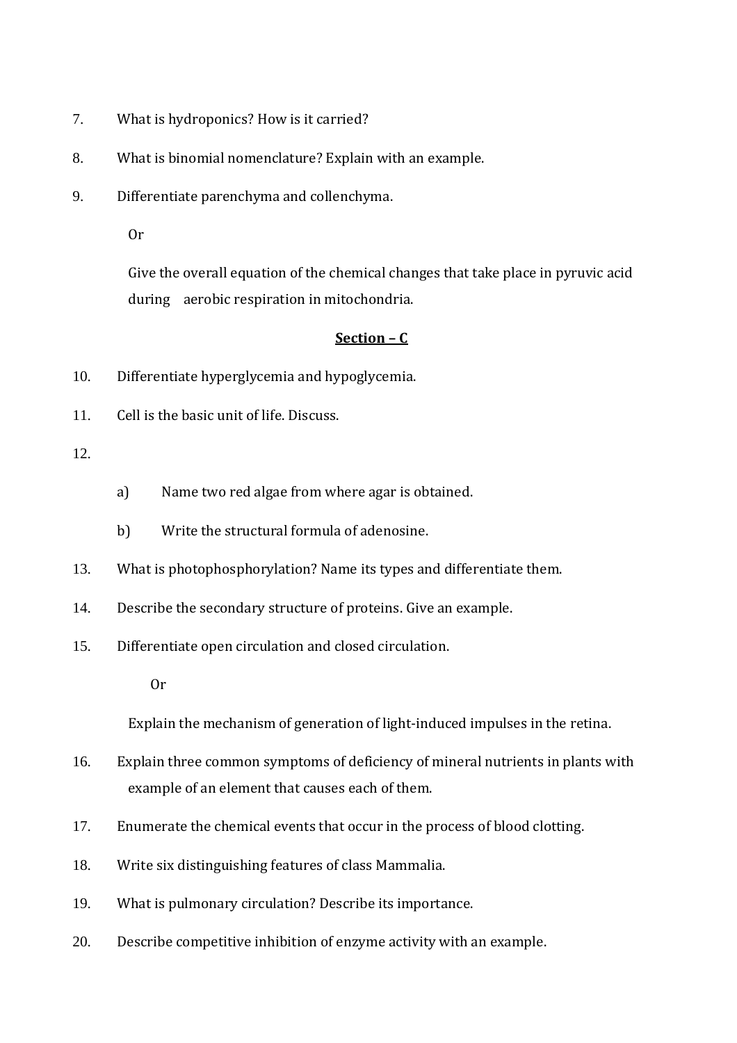7. What is hydroponics? How is it carried?

8. What is binomial nomenclature? Explain with an example.

9. Differentiate parenchyma and collenchyma.

   Or

   Give the overall equation of the chemical changes that take place in pyruvic acid during aerobic respiration in mitochondria.

## Section – C

10. Differentiate hyperglycemia and hypoglycemia.

11. Cell is the basic unit of life. Discuss.

12.
    a) Name two red algae from where agar is obtained.

    b) Write the structural formula of adenosine.

13. What is photophosphorylation? Name its types and differentiate them.

14. Describe the secondary structure of proteins. Give an example.

15. Differentiate open circulation and closed circulation.

    Or

    Explain the mechanism of generation of light-induced impulses in the retina.

16. Explain three common symptoms of deficiency of mineral nutrients in plants with example of an element that causes each of them.

17. Enumerate the chemical events that occur in the process of blood clotting.

18. Write six distinguishing features of class Mammalia.

19. What is pulmonary circulation? Describe its importance.

20. Describe competitive inhibition of enzyme activity with an example.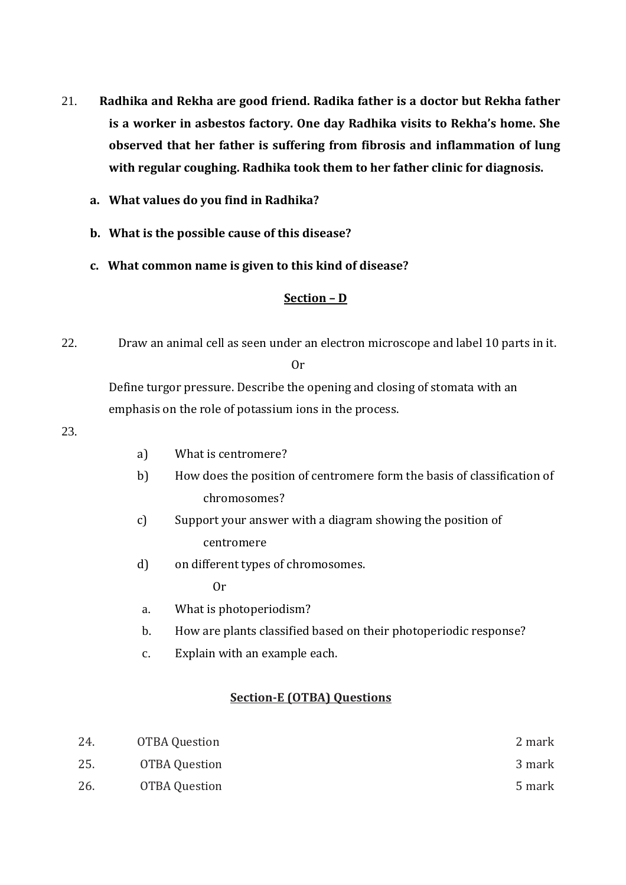21. **Radhika and Rekha are good friend. Radika father is a doctor but Rekha father is a worker in asbestos factory. One day Radhika visits to Rekha's home. She observed that her father is suffering from fibrosis and inflammation of lung with regular coughing. Radhika took them to her father clinic for diagnosis.**

    **a. What values do you find in Radhika?**

    **b. What is the possible cause of this disease?**

    **c. What common name is given to this kind of disease?**

## Section – D

22. Draw an animal cell as seen under an electron microscope and label 10 parts in it.

    Or

    Define turgor pressure. Describe the opening and closing of stomata with an emphasis on the role of potassium ions in the process.

23.
    a) What is centromere?
    b) How does the position of centromere form the basis of classification of chromosomes?
    c) Support your answer with a diagram showing the position of centromere
    d) on different types of chromosomes.

    Or

    a. What is photoperiodism?
    b. How are plants classified based on their photoperiodic response?
    c. Explain with an example each.

## Section-E (OTBA) Questions

| | | |
|---|---|---|
| 24. | OTBA Question | 2 mark |
| 25. | OTBA Question | 3 mark |
| 26. | OTBA Question | 5 mark |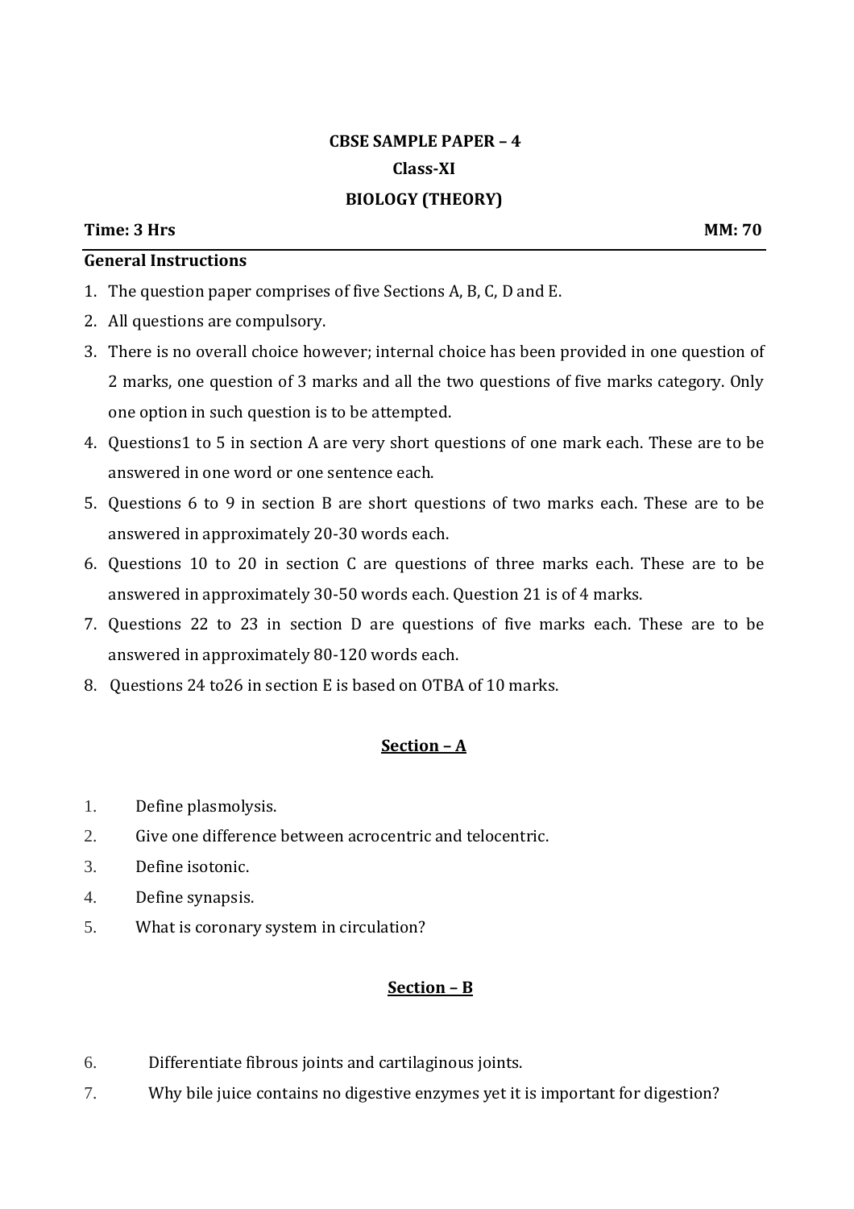**CBSE SAMPLE PAPER – 4**

**Class-XI**

**BIOLOGY (THEORY)**

**Time: 3 Hrs** **MM: 70**

**General Instructions**

1. The question paper comprises of five Sections A, B, C, D and E.
2. All questions are compulsory.
3. There is no overall choice however; internal choice has been provided in one question of 2 marks, one question of 3 marks and all the two questions of five marks category. Only one option in such question is to be attempted.
4. Questions1 to 5 in section A are very short questions of one mark each. These are to be answered in one word or one sentence each.
5. Questions 6 to 9 in section B are short questions of two marks each. These are to be answered in approximately 20-30 words each.
6. Questions 10 to 20 in section C are questions of three marks each. These are to be answered in approximately 30-50 words each. Question 21 is of 4 marks.
7. Questions 22 to 23 in section D are questions of five marks each. These are to be answered in approximately 80-120 words each.
8. Questions 24 to26 in section E is based on OTBA of 10 marks.

## Section – A

1. Define plasmolysis.
2. Give one difference between acrocentric and telocentric.
3. Define isotonic.
4. Define synapsis.
5. What is coronary system in circulation?

## Section – B

6. Differentiate fibrous joints and cartilaginous joints.
7. Why bile juice contains no digestive enzymes yet it is important for digestion?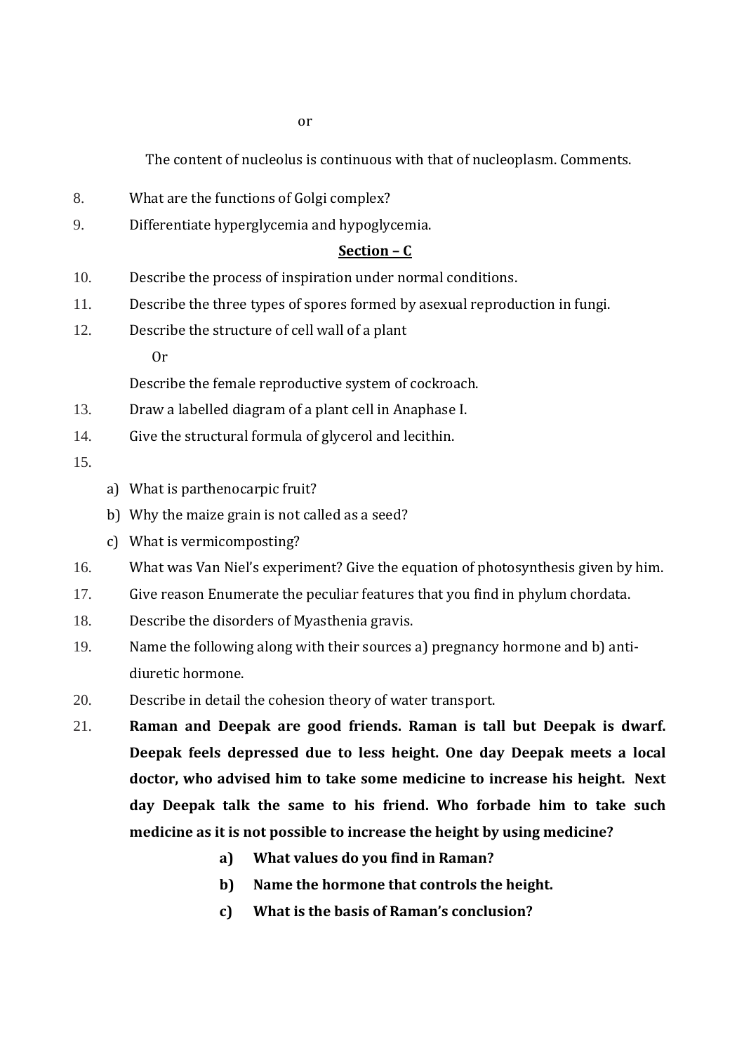or

The content of nucleolus is continuous with that of nucleoplasm. Comments.

8. What are the functions of Golgi complex?
9. Differentiate hyperglycemia and hypoglycemia.

**Section – C**

10. Describe the process of inspiration under normal conditions.
11. Describe the three types of spores formed by asexual reproduction in fungi.
12. Describe the structure of cell wall of a plant

    Or

    Describe the female reproductive system of cockroach.
13. Draw a labelled diagram of a plant cell in Anaphase I.
14. Give the structural formula of glycerol and lecithin.
15. 
    a) What is parthenocarpic fruit?
    b) Why the maize grain is not called as a seed?
    c) What is vermicomposting?
16. What was Van Niel's experiment? Give the equation of photosynthesis given by him.
17. Give reason Enumerate the peculiar features that you find in phylum chordata.
18. Describe the disorders of Myasthenia gravis.
19. Name the following along with their sources a) pregnancy hormone and b) anti-diuretic hormone.
20. Describe in detail the cohesion theory of water transport.
21. **Raman and Deepak are good friends. Raman is tall but Deepak is dwarf. Deepak feels depressed due to less height. One day Deepak meets a local doctor, who advised him to take some medicine to increase his height. Next day Deepak talk the same to his friend. Who forbade him to take such medicine as it is not possible to increase the height by using medicine?**
    - **a) What values do you find in Raman?**
    - **b) Name the hormone that controls the height.**
    - **c) What is the basis of Raman's conclusion?**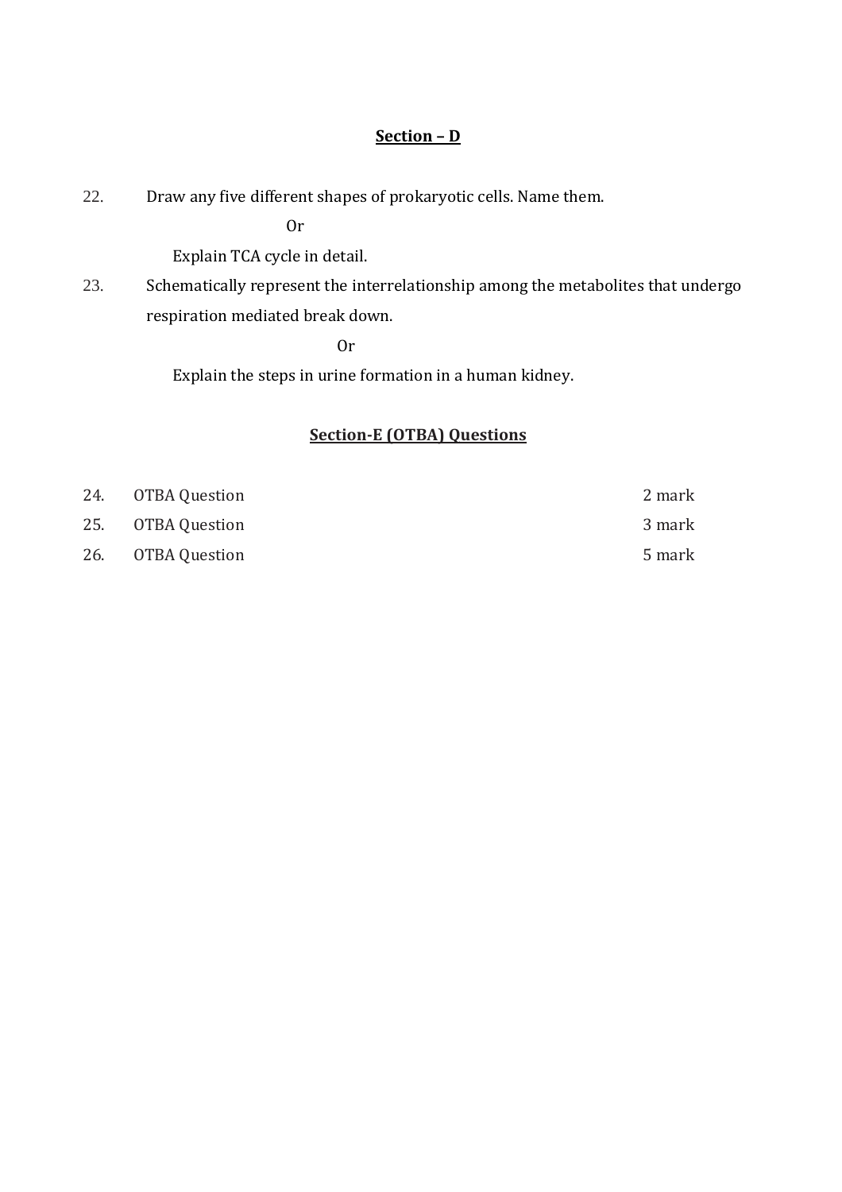## Section – D

22. Draw any five different shapes of prokaryotic cells. Name them.

    Or

    Explain TCA cycle in detail.

23. Schematically represent the interrelationship among the metabolites that undergo respiration mediated break down.

    Or

    Explain the steps in urine formation in a human kidney.

## Section-E (OTBA) Questions

| | | |
|---|---|---|
| 24. | OTBA Question | 2 mark |
| 25. | OTBA Question | 3 mark |
| 26. | OTBA Question | 5 mark |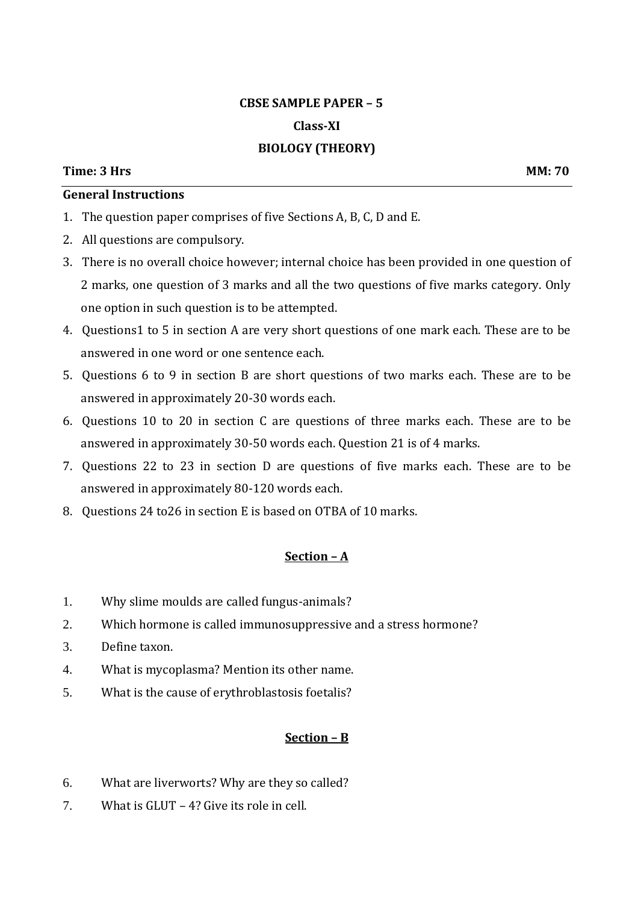**CBSE SAMPLE PAPER – 5**

**Class-XI**

**BIOLOGY (THEORY)**

**Time: 3 Hrs** **MM: 70**

**General Instructions**

1. The question paper comprises of five Sections A, B, C, D and E.
2. All questions are compulsory.
3. There is no overall choice however; internal choice has been provided in one question of 2 marks, one question of 3 marks and all the two questions of five marks category. Only one option in such question is to be attempted.
4. Questions1 to 5 in section A are very short questions of one mark each. These are to be answered in one word or one sentence each.
5. Questions 6 to 9 in section B are short questions of two marks each. These are to be answered in approximately 20-30 words each.
6. Questions 10 to 20 in section C are questions of three marks each. These are to be answered in approximately 30-50 words each. Question 21 is of 4 marks.
7. Questions 22 to 23 in section D are questions of five marks each. These are to be answered in approximately 80-120 words each.
8. Questions 24 to26 in section E is based on OTBA of 10 marks.

## Section – A

1. Why slime moulds are called fungus-animals?
2. Which hormone is called immunosuppressive and a stress hormone?
3. Define taxon.
4. What is mycoplasma? Mention its other name.
5. What is the cause of erythroblastosis foetalis?

## Section – B

6. What are liverworts? Why are they so called?
7. What is GLUT – 4? Give its role in cell.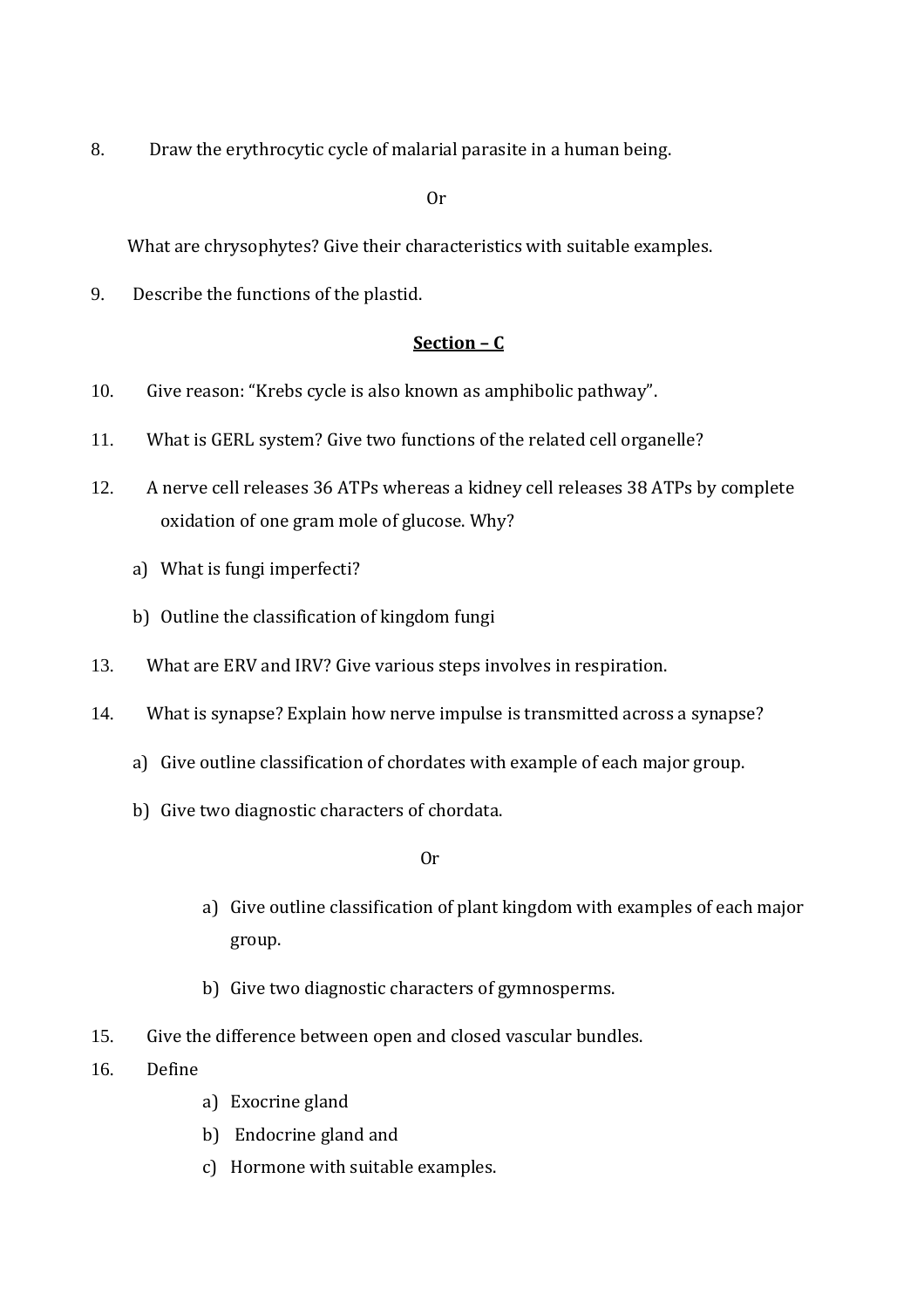8. Draw the erythrocytic cycle of malarial parasite in a human being.

Or

What are chrysophytes? Give their characteristics with suitable examples.

9. Describe the functions of the plastid.

## Section – C

10. Give reason: "Krebs cycle is also known as amphibolic pathway".

11. What is GERL system? Give two functions of the related cell organelle?

12. A nerve cell releases 36 ATPs whereas a kidney cell releases 38 ATPs by complete oxidation of one gram mole of glucose. Why?

   a) What is fungi imperfecti?

   b) Outline the classification of kingdom fungi

13. What are ERV and IRV? Give various steps involves in respiration.

14. What is synapse? Explain how nerve impulse is transmitted across a synapse?

   a) Give outline classification of chordates with example of each major group.

   b) Give two diagnostic characters of chordata.

Or

   a) Give outline classification of plant kingdom with examples of each major group.

   b) Give two diagnostic characters of gymnosperms.

15. Give the difference between open and closed vascular bundles.

16. Define

   a) Exocrine gland

   b) Endocrine gland and

   c) Hormone with suitable examples.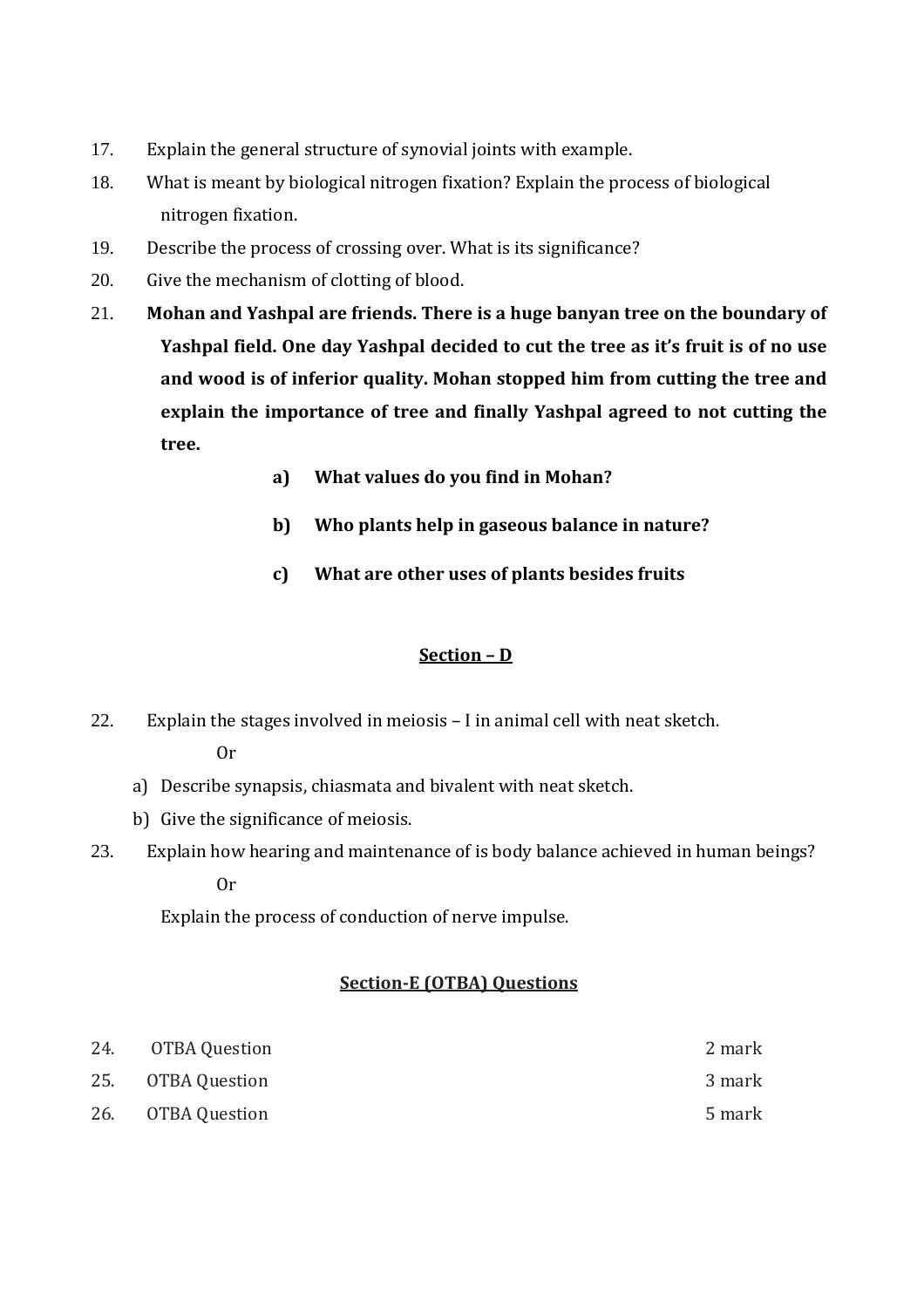17. Explain the general structure of synovial joints with example.
18. What is meant by biological nitrogen fixation? Explain the process of biological nitrogen fixation.
19. Describe the process of crossing over. What is its significance?
20. Give the mechanism of clotting of blood.
21. **Mohan and Yashpal are friends. There is a huge banyan tree on the boundary of Yashpal field. One day Yashpal decided to cut the tree as it's fruit is of no use and wood is of inferior quality. Mohan stopped him from cutting the tree and explain the importance of tree and finally Yashpal agreed to not cutting the tree.**

    **a) What values do you find in Mohan?**

    **b) Who plants help in gaseous balance in nature?**

    **c) What are other uses of plants besides fruits**

## Section – D

22. Explain the stages involved in meiosis – I in animal cell with neat sketch.

    Or

    a) Describe synapsis, chiasmata and bivalent with neat sketch.

    b) Give the significance of meiosis.

23. Explain how hearing and maintenance of is body balance achieved in human beings?

    Or

    Explain the process of conduction of nerve impulse.

## Section-E (OTBA) Questions

| | | |
|---|---|---|
| 24. | OTBA Question | 2 mark |
| 25. | OTBA Question | 3 mark |
| 26. | OTBA Question | 5 mark |